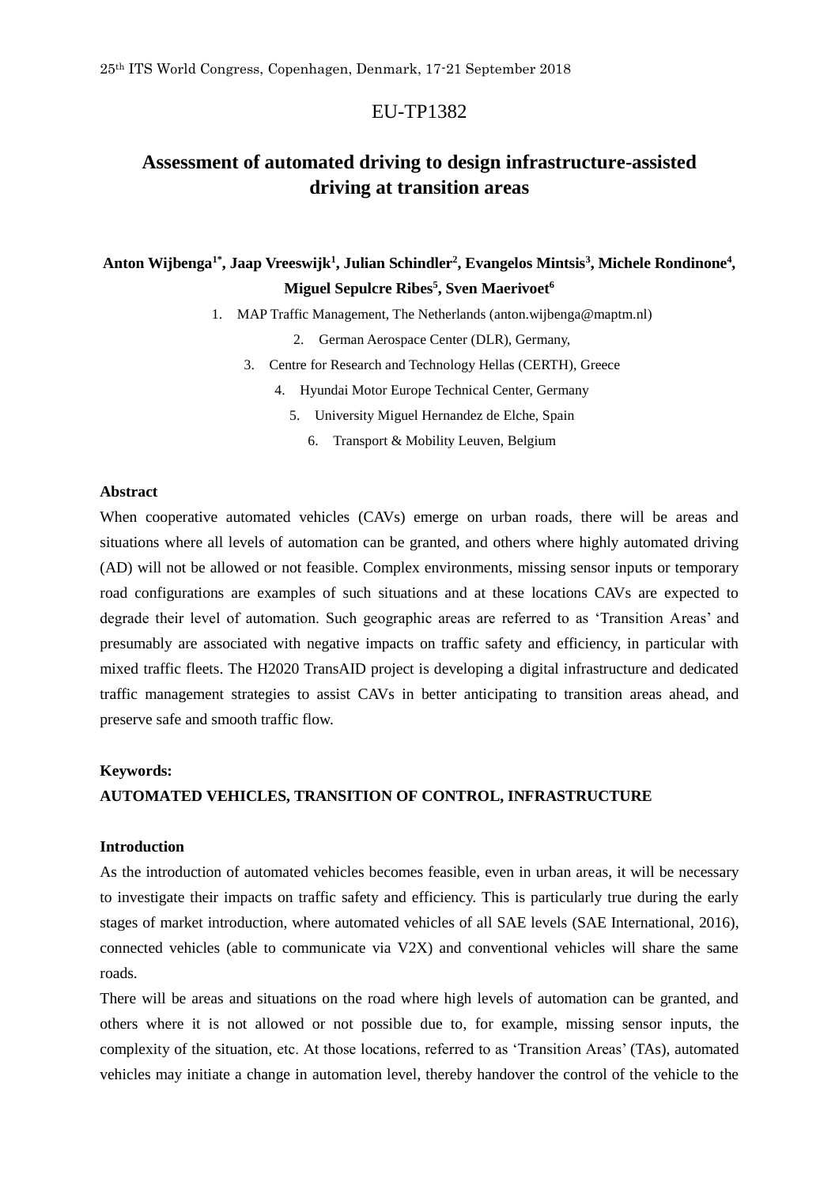EU-TP1382

# Assessment of automated driving to design infrastructure-assisted driving at transition areas

**Anton Wijbenga[1*], Jaap Vreeswijk[1], Julian Schindler[2], Evangelos Mintsis[3], Michele Rondinone[4], Miguel Sepulcre Ribes[5], Sven Maerivoet[6]**

1. MAP Traffic Management, The Netherlands (anton.wijbenga@maptm.nl)
2. German Aerospace Center (DLR), Germany,
3. Centre for Research and Technology Hellas (CERTH), Greece
4. Hyundai Motor Europe Technical Center, Germany
5. University Miguel Hernandez de Elche, Spain
6. Transport & Mobility Leuven, Belgium

### Abstract

When cooperative automated vehicles (CAVs) emerge on urban roads, there will be areas and situations where all levels of automation can be granted, and others where highly automated driving (AD) will not be allowed or not feasible. Complex environments, missing sensor inputs or temporary road configurations are examples of such situations and at these locations CAVs are expected to degrade their level of automation. Such geographic areas are referred to as 'Transition Areas' and presumably are associated with negative impacts on traffic safety and efficiency, in particular with mixed traffic fleets. The H2020 TransAID project is developing a digital infrastructure and dedicated traffic management strategies to assist CAVs in better anticipating to transition areas ahead, and preserve safe and smooth traffic flow.

### Keywords:

**AUTOMATED VEHICLES, TRANSITION OF CONTROL, INFRASTRUCTURE**

### Introduction

As the introduction of automated vehicles becomes feasible, even in urban areas, it will be necessary to investigate their impacts on traffic safety and efficiency. This is particularly true during the early stages of market introduction, where automated vehicles of all SAE levels (SAE International, 2016), connected vehicles (able to communicate via V2X) and conventional vehicles will share the same roads.

There will be areas and situations on the road where high levels of automation can be granted, and others where it is not allowed or not possible due to, for example, missing sensor inputs, the complexity of the situation, etc. At those locations, referred to as 'Transition Areas' (TAs), automated vehicles may initiate a change in automation level, thereby handover the control of the vehicle to the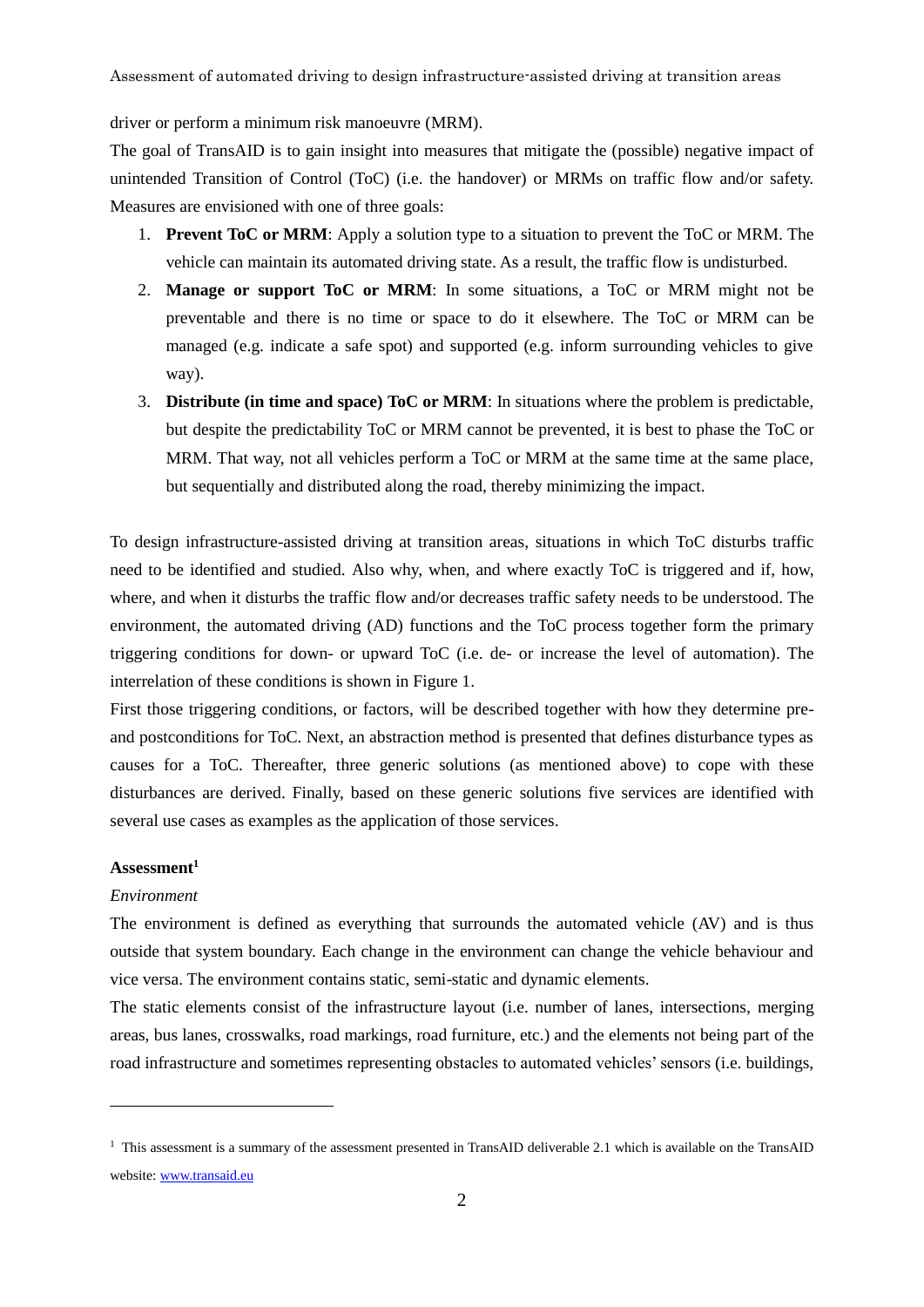driver or perform a minimum risk manoeuvre (MRM).

The goal of TransAID is to gain insight into measures that mitigate the (possible) negative impact of unintended Transition of Control (ToC) (i.e. the handover) or MRMs on traffic flow and/or safety. Measures are envisioned with one of three goals:

1. **Prevent ToC or MRM**: Apply a solution type to a situation to prevent the ToC or MRM. The vehicle can maintain its automated driving state. As a result, the traffic flow is undisturbed.
2. **Manage or support ToC or MRM**: In some situations, a ToC or MRM might not be preventable and there is no time or space to do it elsewhere. The ToC or MRM can be managed (e.g. indicate a safe spot) and supported (e.g. inform surrounding vehicles to give way).
3. **Distribute (in time and space) ToC or MRM**: In situations where the problem is predictable, but despite the predictability ToC or MRM cannot be prevented, it is best to phase the ToC or MRM. That way, not all vehicles perform a ToC or MRM at the same time at the same place, but sequentially and distributed along the road, thereby minimizing the impact.

To design infrastructure-assisted driving at transition areas, situations in which ToC disturbs traffic need to be identified and studied. Also why, when, and where exactly ToC is triggered and if, how, where, and when it disturbs the traffic flow and/or decreases traffic safety needs to be understood. The environment, the automated driving (AD) functions and the ToC process together form the primary triggering conditions for down- or upward ToC (i.e. de- or increase the level of automation). The interrelation of these conditions is shown in Figure 1.

First those triggering conditions, or factors, will be described together with how they determine pre- and postconditions for ToC. Next, an abstraction method is presented that defines disturbance types as causes for a ToC. Thereafter, three generic solutions (as mentioned above) to cope with these disturbances are derived. Finally, based on these generic solutions five services are identified with several use cases as examples as the application of those services.

**Assessment**[1]

*Environment*

The environment is defined as everything that surrounds the automated vehicle (AV) and is thus outside that system boundary. Each change in the environment can change the vehicle behaviour and vice versa. The environment contains static, semi-static and dynamic elements.

The static elements consist of the infrastructure layout (i.e. number of lanes, intersections, merging areas, bus lanes, crosswalks, road markings, road furniture, etc.) and the elements not being part of the road infrastructure and sometimes representing obstacles to automated vehicles' sensors (i.e. buildings,

---

[1] This assessment is a summary of the assessment presented in TransAID deliverable 2.1 which is available on the TransAID website: www.transaid.eu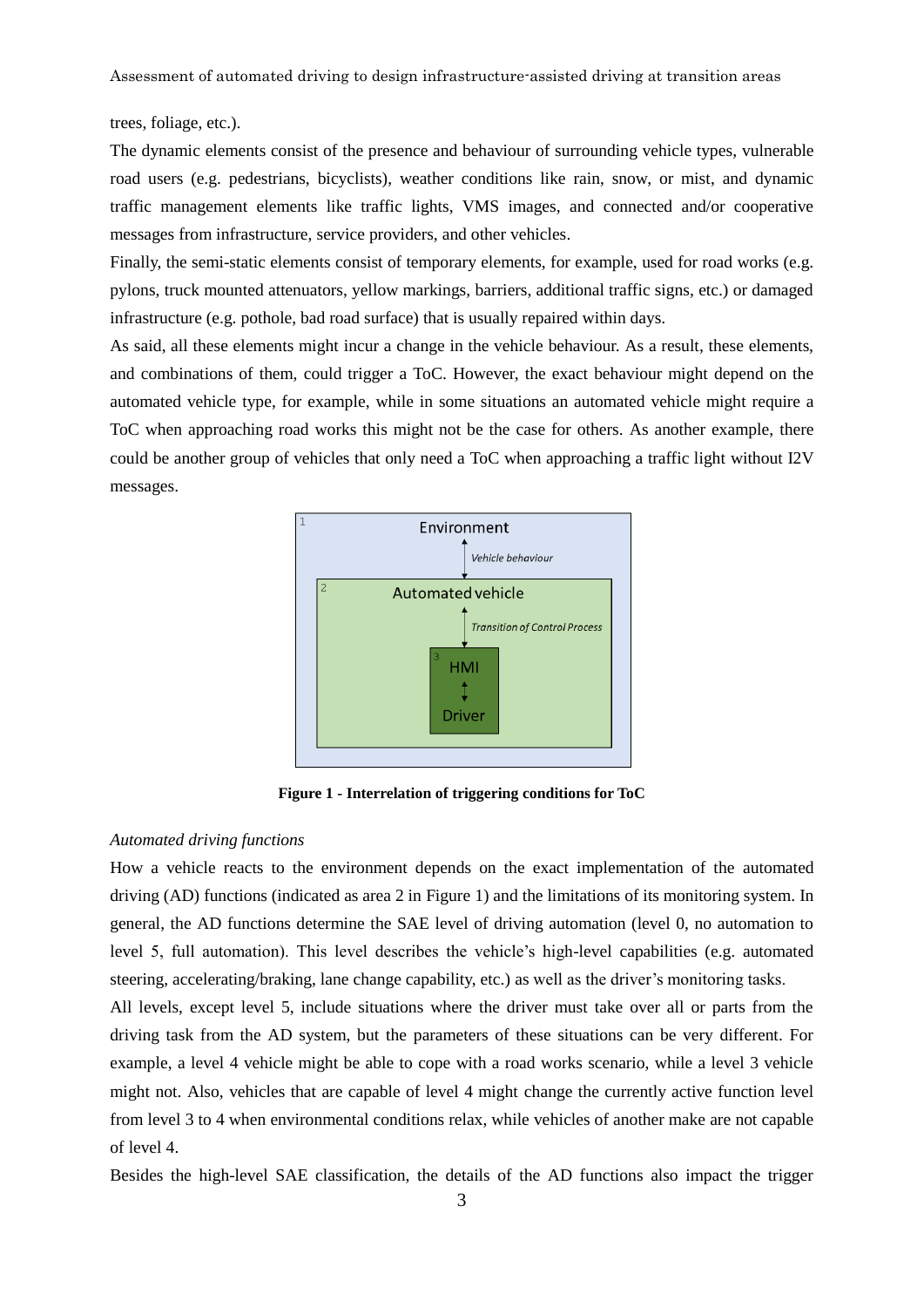trees, foliage, etc.).

The dynamic elements consist of the presence and behaviour of surrounding vehicle types, vulnerable road users (e.g. pedestrians, bicyclists), weather conditions like rain, snow, or mist, and dynamic traffic management elements like traffic lights, VMS images, and connected and/or cooperative messages from infrastructure, service providers, and other vehicles.

Finally, the semi-static elements consist of temporary elements, for example, used for road works (e.g. pylons, truck mounted attenuators, yellow markings, barriers, additional traffic signs, etc.) or damaged infrastructure (e.g. pothole, bad road surface) that is usually repaired within days.

As said, all these elements might incur a change in the vehicle behaviour. As a result, these elements, and combinations of them, could trigger a ToC. However, the exact behaviour might depend on the automated vehicle type, for example, while in some situations an automated vehicle might require a ToC when approaching road works this might not be the case for others. As another example, there could be another group of vehicles that only need a ToC when approaching a traffic light without I2V messages.

**Figure 1 - Interrelation of triggering conditions for ToC**

*Automated driving functions*

How a vehicle reacts to the environment depends on the exact implementation of the automated driving (AD) functions (indicated as area 2 in Figure 1) and the limitations of its monitoring system. In general, the AD functions determine the SAE level of driving automation (level 0, no automation to level 5, full automation). This level describes the vehicle's high-level capabilities (e.g. automated steering, accelerating/braking, lane change capability, etc.) as well as the driver's monitoring tasks.

All levels, except level 5, include situations where the driver must take over all or parts from the driving task from the AD system, but the parameters of these situations can be very different. For example, a level 4 vehicle might be able to cope with a road works scenario, while a level 3 vehicle might not. Also, vehicles that are capable of level 4 might change the currently active function level from level 3 to 4 when environmental conditions relax, while vehicles of another make are not capable of level 4.

Besides the high-level SAE classification, the details of the AD functions also impact the trigger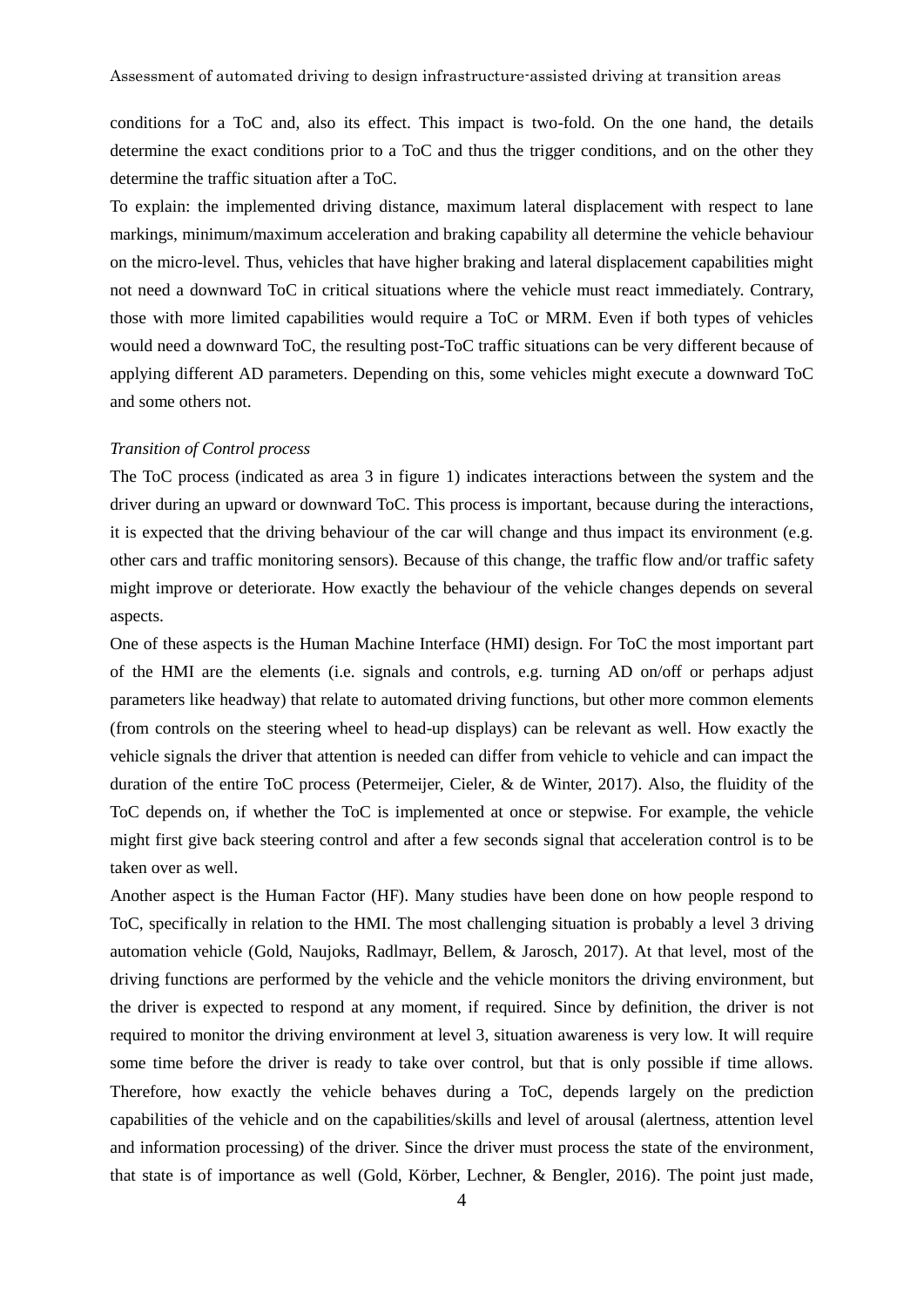conditions for a ToC and, also its effect. This impact is two-fold. On the one hand, the details determine the exact conditions prior to a ToC and thus the trigger conditions, and on the other they determine the traffic situation after a ToC.

To explain: the implemented driving distance, maximum lateral displacement with respect to lane markings, minimum/maximum acceleration and braking capability all determine the vehicle behaviour on the micro-level. Thus, vehicles that have higher braking and lateral displacement capabilities might not need a downward ToC in critical situations where the vehicle must react immediately. Contrary, those with more limited capabilities would require a ToC or MRM. Even if both types of vehicles would need a downward ToC, the resulting post-ToC traffic situations can be very different because of applying different AD parameters. Depending on this, some vehicles might execute a downward ToC and some others not.

*Transition of Control process*

The ToC process (indicated as area 3 in figure 1) indicates interactions between the system and the driver during an upward or downward ToC. This process is important, because during the interactions, it is expected that the driving behaviour of the car will change and thus impact its environment (e.g. other cars and traffic monitoring sensors). Because of this change, the traffic flow and/or traffic safety might improve or deteriorate. How exactly the behaviour of the vehicle changes depends on several aspects.

One of these aspects is the Human Machine Interface (HMI) design. For ToC the most important part of the HMI are the elements (i.e. signals and controls, e.g. turning AD on/off or perhaps adjust parameters like headway) that relate to automated driving functions, but other more common elements (from controls on the steering wheel to head-up displays) can be relevant as well. How exactly the vehicle signals the driver that attention is needed can differ from vehicle to vehicle and can impact the duration of the entire ToC process (Petermeijer, Cieler, & de Winter, 2017). Also, the fluidity of the ToC depends on, if whether the ToC is implemented at once or stepwise. For example, the vehicle might first give back steering control and after a few seconds signal that acceleration control is to be taken over as well.

Another aspect is the Human Factor (HF). Many studies have been done on how people respond to ToC, specifically in relation to the HMI. The most challenging situation is probably a level 3 driving automation vehicle (Gold, Naujoks, Radlmayr, Bellem, & Jarosch, 2017). At that level, most of the driving functions are performed by the vehicle and the vehicle monitors the driving environment, but the driver is expected to respond at any moment, if required. Since by definition, the driver is not required to monitor the driving environment at level 3, situation awareness is very low. It will require some time before the driver is ready to take over control, but that is only possible if time allows. Therefore, how exactly the vehicle behaves during a ToC, depends largely on the prediction capabilities of the vehicle and on the capabilities/skills and level of arousal (alertness, attention level and information processing) of the driver. Since the driver must process the state of the environment, that state is of importance as well (Gold, Körber, Lechner, & Bengler, 2016). The point just made,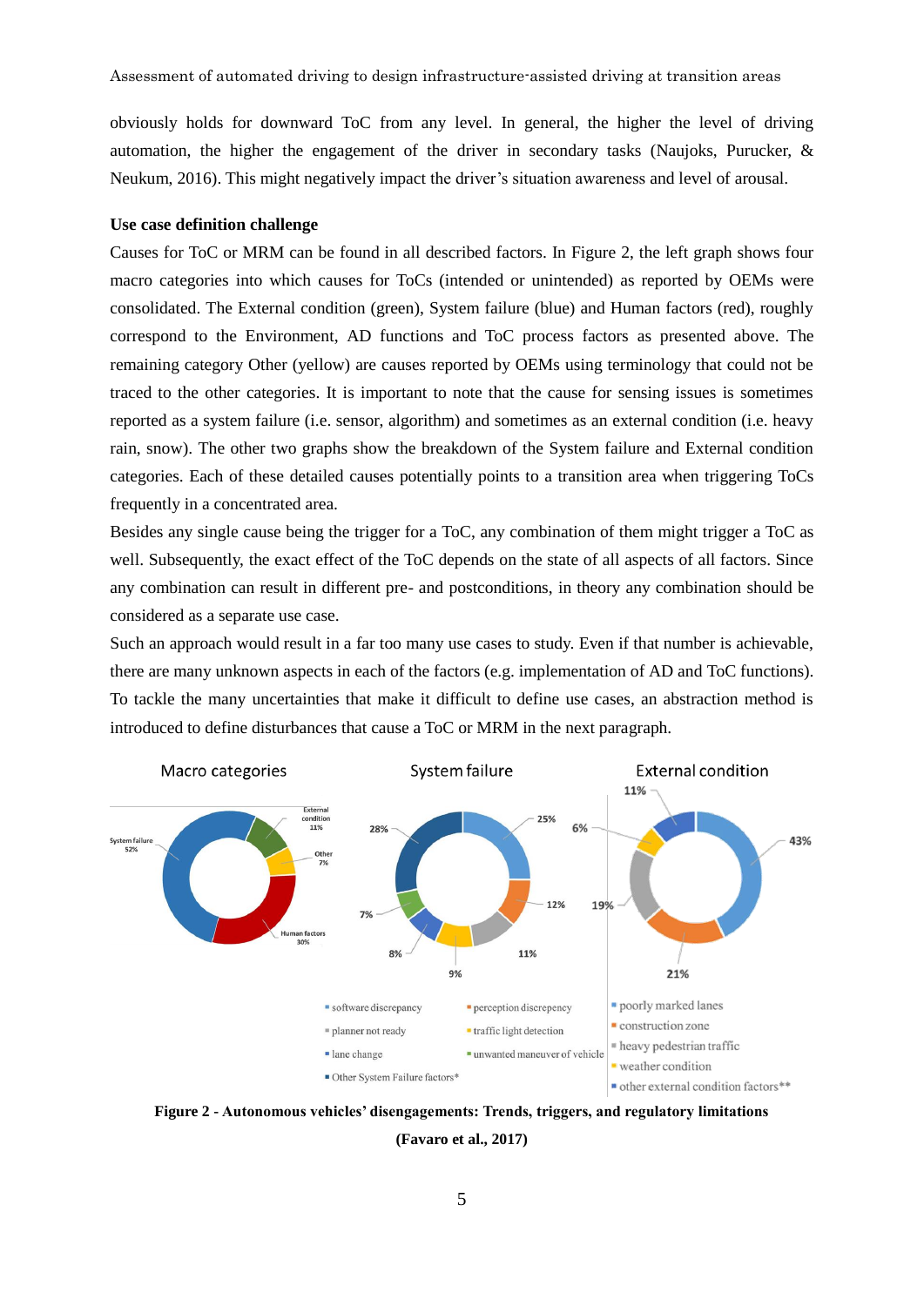obviously holds for downward ToC from any level. In general, the higher the level of driving automation, the higher the engagement of the driver in secondary tasks (Naujoks, Purucker, & Neukum, 2016). This might negatively impact the driver's situation awareness and level of arousal.

**Use case definition challenge**

Causes for ToC or MRM can be found in all described factors. In Figure 2, the left graph shows four macro categories into which causes for ToCs (intended or unintended) as reported by OEMs were consolidated. The External condition (green), System failure (blue) and Human factors (red), roughly correspond to the Environment, AD functions and ToC process factors as presented above. The remaining category Other (yellow) are causes reported by OEMs using terminology that could not be traced to the other categories. It is important to note that the cause for sensing issues is sometimes reported as a system failure (i.e. sensor, algorithm) and sometimes as an external condition (i.e. heavy rain, snow). The other two graphs show the breakdown of the System failure and External condition categories. Each of these detailed causes potentially points to a transition area when triggering ToCs frequently in a concentrated area.

Besides any single cause being the trigger for a ToC, any combination of them might trigger a ToC as well. Subsequently, the exact effect of the ToC depends on the state of all aspects of all factors. Since any combination can result in different pre- and postconditions, in theory any combination should be considered as a separate use case.

Such an approach would result in a far too many use cases to study. Even if that number is achievable, there are many unknown aspects in each of the factors (e.g. implementation of AD and ToC functions). To tackle the many uncertainties that make it difficult to define use cases, an abstraction method is introduced to define disturbances that cause a ToC or MRM in the next paragraph.

**Figure 2 - Autonomous vehicles' disengagements: Trends, triggers, and regulatory limitations (Favaro et al., 2017)**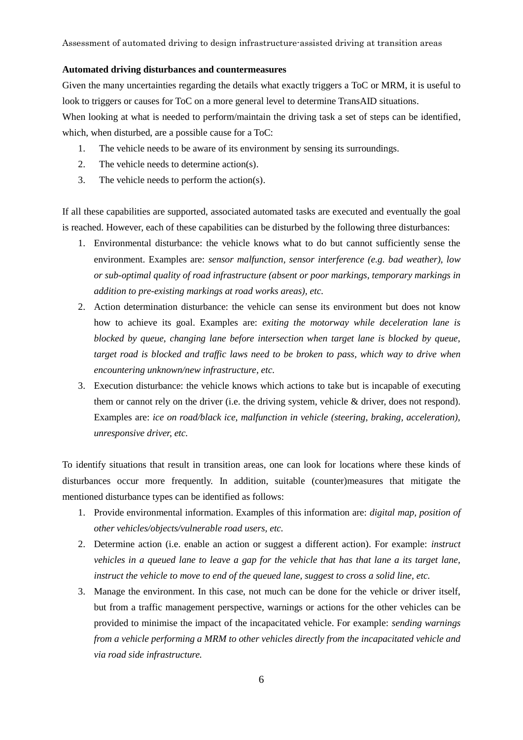**Automated driving disturbances and countermeasures**

Given the many uncertainties regarding the details what exactly triggers a ToC or MRM, it is useful to look to triggers or causes for ToC on a more general level to determine TransAID situations.

When looking at what is needed to perform/maintain the driving task a set of steps can be identified, which, when disturbed, are a possible cause for a ToC:

1. The vehicle needs to be aware of its environment by sensing its surroundings.
2. The vehicle needs to determine action(s).
3. The vehicle needs to perform the action(s).

If all these capabilities are supported, associated automated tasks are executed and eventually the goal is reached. However, each of these capabilities can be disturbed by the following three disturbances:

1. Environmental disturbance: the vehicle knows what to do but cannot sufficiently sense the environment. Examples are: *sensor malfunction, sensor interference (e.g. bad weather), low or sub-optimal quality of road infrastructure (absent or poor markings, temporary markings in addition to pre-existing markings at road works areas), etc.*
2. Action determination disturbance: the vehicle can sense its environment but does not know how to achieve its goal. Examples are: *exiting the motorway while deceleration lane is blocked by queue, changing lane before intersection when target lane is blocked by queue, target road is blocked and traffic laws need to be broken to pass, which way to drive when encountering unknown/new infrastructure, etc.*
3. Execution disturbance: the vehicle knows which actions to take but is incapable of executing them or cannot rely on the driver (i.e. the driving system, vehicle & driver, does not respond). Examples are: *ice on road/black ice, malfunction in vehicle (steering, braking, acceleration), unresponsive driver, etc.*

To identify situations that result in transition areas, one can look for locations where these kinds of disturbances occur more frequently. In addition, suitable (counter)measures that mitigate the mentioned disturbance types can be identified as follows:

1. Provide environmental information. Examples of this information are: *digital map, position of other vehicles/objects/vulnerable road users, etc.*
2. Determine action (i.e. enable an action or suggest a different action). For example: *instruct vehicles in a queued lane to leave a gap for the vehicle that has that lane a its target lane, instruct the vehicle to move to end of the queued lane, suggest to cross a solid line, etc.*
3. Manage the environment. In this case, not much can be done for the vehicle or driver itself, but from a traffic management perspective, warnings or actions for the other vehicles can be provided to minimise the impact of the incapacitated vehicle. For example: *sending warnings from a vehicle performing a MRM to other vehicles directly from the incapacitated vehicle and via road side infrastructure.*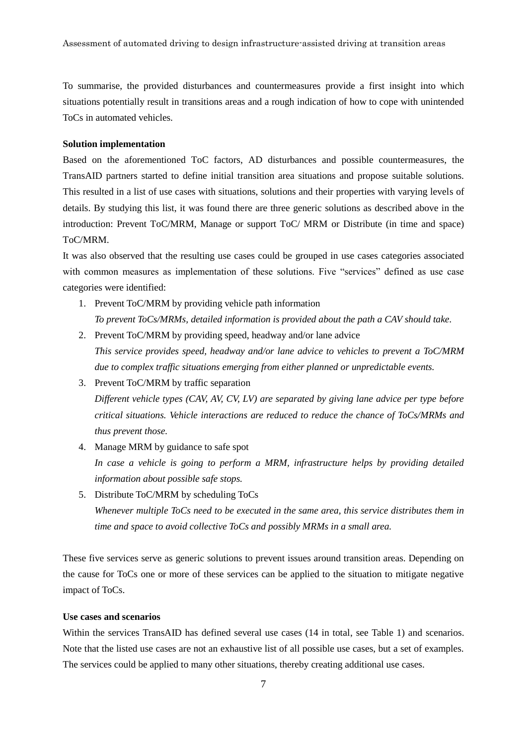To summarise, the provided disturbances and countermeasures provide a first insight into which situations potentially result in transitions areas and a rough indication of how to cope with unintended ToCs in automated vehicles.

**Solution implementation**

Based on the aforementioned ToC factors, AD disturbances and possible countermeasures, the TransAID partners started to define initial transition area situations and propose suitable solutions. This resulted in a list of use cases with situations, solutions and their properties with varying levels of details. By studying this list, it was found there are three generic solutions as described above in the introduction: Prevent ToC/MRM, Manage or support ToC/ MRM or Distribute (in time and space) ToC/MRM.

It was also observed that the resulting use cases could be grouped in use cases categories associated with common measures as implementation of these solutions. Five "services" defined as use case categories were identified:

1. Prevent ToC/MRM by providing vehicle path information
   *To prevent ToCs/MRMs, detailed information is provided about the path a CAV should take.*
2. Prevent ToC/MRM by providing speed, headway and/or lane advice
   *This service provides speed, headway and/or lane advice to vehicles to prevent a ToC/MRM due to complex traffic situations emerging from either planned or unpredictable events.*
3. Prevent ToC/MRM by traffic separation
   *Different vehicle types (CAV, AV, CV, LV) are separated by giving lane advice per type before critical situations. Vehicle interactions are reduced to reduce the chance of ToCs/MRMs and thus prevent those.*
4. Manage MRM by guidance to safe spot
   *In case a vehicle is going to perform a MRM, infrastructure helps by providing detailed information about possible safe stops.*
5. Distribute ToC/MRM by scheduling ToCs
   *Whenever multiple ToCs need to be executed in the same area, this service distributes them in time and space to avoid collective ToCs and possibly MRMs in a small area.*

These five services serve as generic solutions to prevent issues around transition areas. Depending on the cause for ToCs one or more of these services can be applied to the situation to mitigate negative impact of ToCs.

**Use cases and scenarios**

Within the services TransAID has defined several use cases (14 in total, see Table 1) and scenarios. Note that the listed use cases are not an exhaustive list of all possible use cases, but a set of examples. The services could be applied to many other situations, thereby creating additional use cases.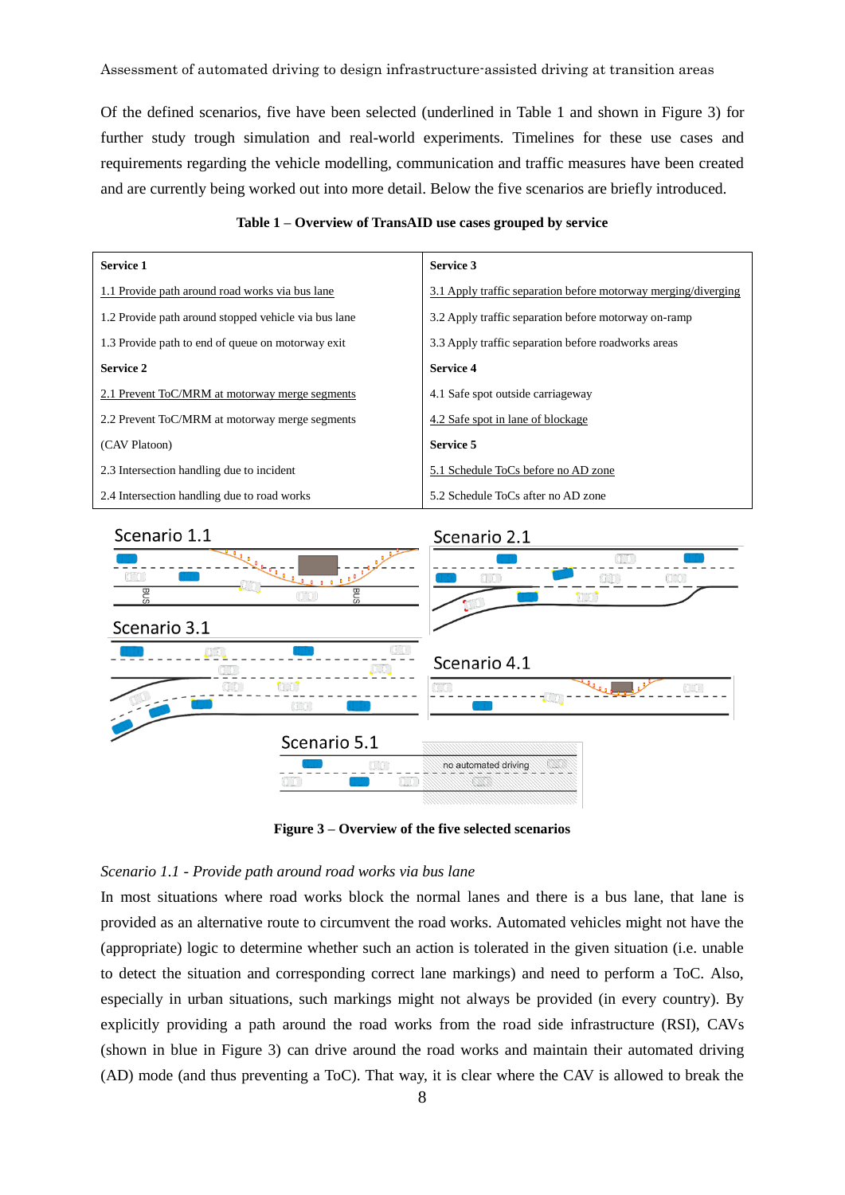Of the defined scenarios, five have been selected (underlined in Table 1 and shown in Figure 3) for further study trough simulation and real-world experiments. Timelines for these use cases and requirements regarding the vehicle modelling, communication and traffic measures have been created and are currently being worked out into more detail. Below the five scenarios are briefly introduced.

**Table 1 – Overview of TransAID use cases grouped by service**

| **Service 1** | **Service 3** |
|---|---|
| <u>1.1 Provide path around road works via bus lane</u> | <u>3.1 Apply traffic separation before motorway merging/diverging</u> |
| 1.2 Provide path around stopped vehicle via bus lane | 3.2 Apply traffic separation before motorway on-ramp |
| 1.3 Provide path to end of queue on motorway exit | 3.3 Apply traffic separation before roadworks areas |
| **Service 2** | **Service 4** |
| <u>2.1 Prevent ToC/MRM at motorway merge segments</u> | 4.1 Safe spot outside carriageway |
| 2.2 Prevent ToC/MRM at motorway merge segments | <u>4.2 Safe spot in lane of blockage</u> |
| (CAV Platoon) | **Service 5** |
| 2.3 Intersection handling due to incident | <u>5.1 Schedule ToCs before no AD zone</u> |
| 2.4 Intersection handling due to road works | 5.2 Schedule ToCs after no AD zone |

**Figure 3 – Overview of the five selected scenarios**

*Scenario 1.1 - Provide path around road works via bus lane*

In most situations where road works block the normal lanes and there is a bus lane, that lane is provided as an alternative route to circumvent the road works. Automated vehicles might not have the (appropriate) logic to determine whether such an action is tolerated in the given situation (i.e. unable to detect the situation and corresponding correct lane markings) and need to perform a ToC. Also, especially in urban situations, such markings might not always be provided (in every country). By explicitly providing a path around the road works from the road side infrastructure (RSI), CAVs (shown in blue in Figure 3) can drive around the road works and maintain their automated driving (AD) mode (and thus preventing a ToC). That way, it is clear where the CAV is allowed to break the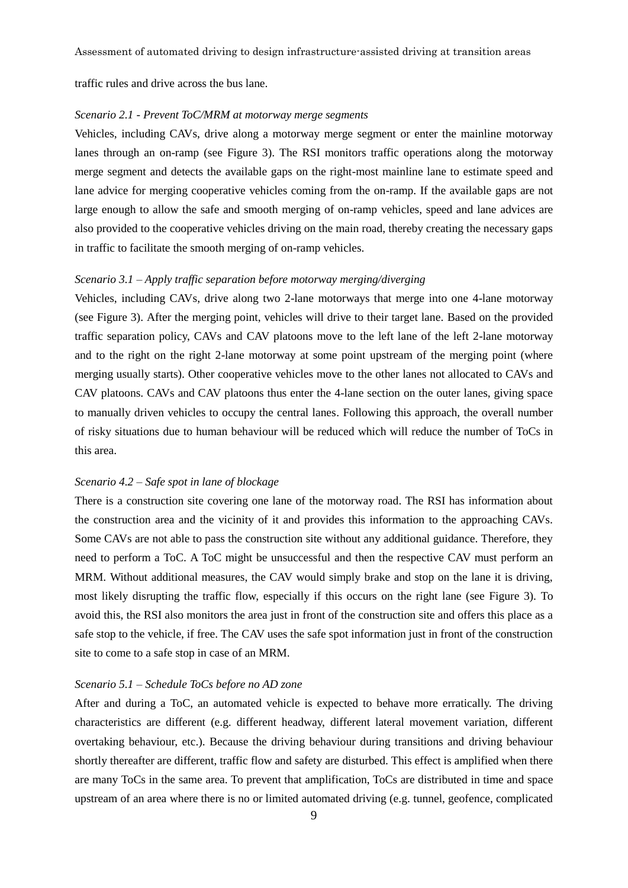traffic rules and drive across the bus lane.

*Scenario 2.1 - Prevent ToC/MRM at motorway merge segments*

Vehicles, including CAVs, drive along a motorway merge segment or enter the mainline motorway lanes through an on-ramp (see Figure 3). The RSI monitors traffic operations along the motorway merge segment and detects the available gaps on the right-most mainline lane to estimate speed and lane advice for merging cooperative vehicles coming from the on-ramp. If the available gaps are not large enough to allow the safe and smooth merging of on-ramp vehicles, speed and lane advices are also provided to the cooperative vehicles driving on the main road, thereby creating the necessary gaps in traffic to facilitate the smooth merging of on-ramp vehicles.

*Scenario 3.1 – Apply traffic separation before motorway merging/diverging*

Vehicles, including CAVs, drive along two 2-lane motorways that merge into one 4-lane motorway (see Figure 3). After the merging point, vehicles will drive to their target lane. Based on the provided traffic separation policy, CAVs and CAV platoons move to the left lane of the left 2-lane motorway and to the right on the right 2-lane motorway at some point upstream of the merging point (where merging usually starts). Other cooperative vehicles move to the other lanes not allocated to CAVs and CAV platoons. CAVs and CAV platoons thus enter the 4-lane section on the outer lanes, giving space to manually driven vehicles to occupy the central lanes. Following this approach, the overall number of risky situations due to human behaviour will be reduced which will reduce the number of ToCs in this area.

*Scenario 4.2 – Safe spot in lane of blockage*

There is a construction site covering one lane of the motorway road. The RSI has information about the construction area and the vicinity of it and provides this information to the approaching CAVs. Some CAVs are not able to pass the construction site without any additional guidance. Therefore, they need to perform a ToC. A ToC might be unsuccessful and then the respective CAV must perform an MRM. Without additional measures, the CAV would simply brake and stop on the lane it is driving, most likely disrupting the traffic flow, especially if this occurs on the right lane (see Figure 3). To avoid this, the RSI also monitors the area just in front of the construction site and offers this place as a safe stop to the vehicle, if free. The CAV uses the safe spot information just in front of the construction site to come to a safe stop in case of an MRM.

*Scenario 5.1 – Schedule ToCs before no AD zone*

After and during a ToC, an automated vehicle is expected to behave more erratically. The driving characteristics are different (e.g. different headway, different lateral movement variation, different overtaking behaviour, etc.). Because the driving behaviour during transitions and driving behaviour shortly thereafter are different, traffic flow and safety are disturbed. This effect is amplified when there are many ToCs in the same area. To prevent that amplification, ToCs are distributed in time and space upstream of an area where there is no or limited automated driving (e.g. tunnel, geofence, complicated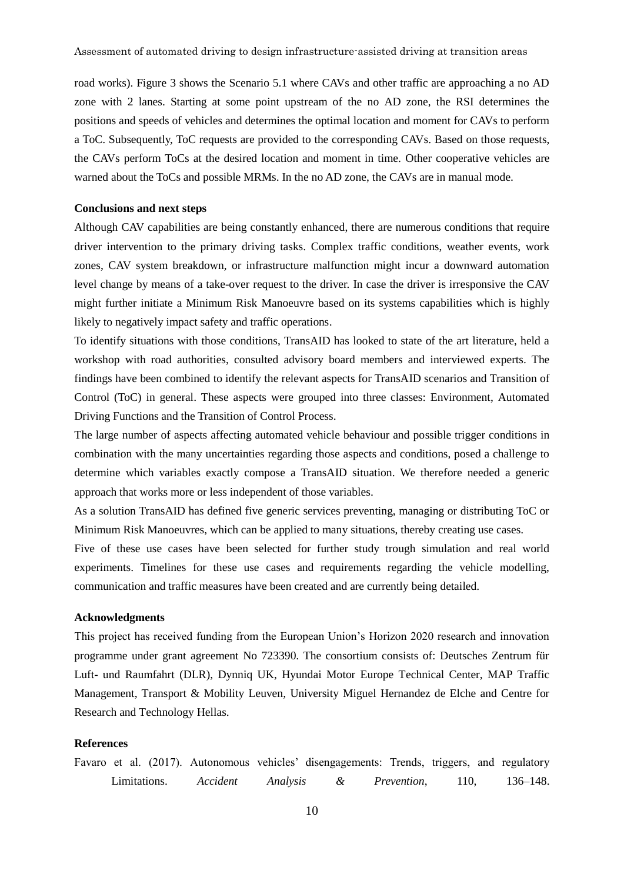road works). Figure 3 shows the Scenario 5.1 where CAVs and other traffic are approaching a no AD zone with 2 lanes. Starting at some point upstream of the no AD zone, the RSI determines the positions and speeds of vehicles and determines the optimal location and moment for CAVs to perform a ToC. Subsequently, ToC requests are provided to the corresponding CAVs. Based on those requests, the CAVs perform ToCs at the desired location and moment in time. Other cooperative vehicles are warned about the ToCs and possible MRMs. In the no AD zone, the CAVs are in manual mode.

**Conclusions and next steps**

Although CAV capabilities are being constantly enhanced, there are numerous conditions that require driver intervention to the primary driving tasks. Complex traffic conditions, weather events, work zones, CAV system breakdown, or infrastructure malfunction might incur a downward automation level change by means of a take-over request to the driver. In case the driver is irresponsive the CAV might further initiate a Minimum Risk Manoeuvre based on its systems capabilities which is highly likely to negatively impact safety and traffic operations.

To identify situations with those conditions, TransAID has looked to state of the art literature, held a workshop with road authorities, consulted advisory board members and interviewed experts. The findings have been combined to identify the relevant aspects for TransAID scenarios and Transition of Control (ToC) in general. These aspects were grouped into three classes: Environment, Automated Driving Functions and the Transition of Control Process.

The large number of aspects affecting automated vehicle behaviour and possible trigger conditions in combination with the many uncertainties regarding those aspects and conditions, posed a challenge to determine which variables exactly compose a TransAID situation. We therefore needed a generic approach that works more or less independent of those variables.

As a solution TransAID has defined five generic services preventing, managing or distributing ToC or Minimum Risk Manoeuvres, which can be applied to many situations, thereby creating use cases.

Five of these use cases have been selected for further study trough simulation and real world experiments. Timelines for these use cases and requirements regarding the vehicle modelling, communication and traffic measures have been created and are currently being detailed.

**Acknowledgments**

This project has received funding from the European Union's Horizon 2020 research and innovation programme under grant agreement No 723390. The consortium consists of: Deutsches Zentrum für Luft- und Raumfahrt (DLR), Dynniq UK, Hyundai Motor Europe Technical Center, MAP Traffic Management, Transport & Mobility Leuven, University Miguel Hernandez de Elche and Centre for Research and Technology Hellas.

**References**

Favaro et al. (2017). Autonomous vehicles' disengagements: Trends, triggers, and regulatory Limitations. *Accident Analysis & Prevention*, 110, 136–148.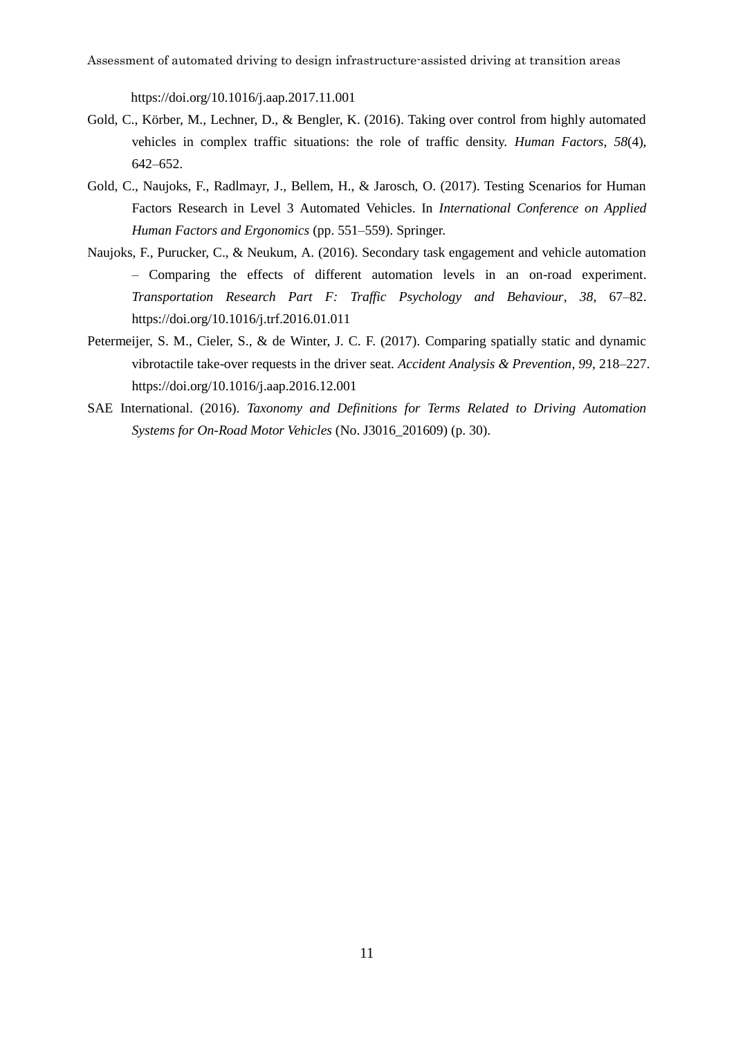https://doi.org/10.1016/j.aap.2017.11.001

Gold, C., Körber, M., Lechner, D., & Bengler, K. (2016). Taking over control from highly automated vehicles in complex traffic situations: the role of traffic density. *Human Factors*, *58*(4), 642–652.

Gold, C., Naujoks, F., Radlmayr, J., Bellem, H., & Jarosch, O. (2017). Testing Scenarios for Human Factors Research in Level 3 Automated Vehicles. In *International Conference on Applied Human Factors and Ergonomics* (pp. 551–559). Springer.

Naujoks, F., Purucker, C., & Neukum, A. (2016). Secondary task engagement and vehicle automation – Comparing the effects of different automation levels in an on-road experiment. *Transportation Research Part F: Traffic Psychology and Behaviour*, *38*, 67–82. https://doi.org/10.1016/j.trf.2016.01.011

Petermeijer, S. M., Cieler, S., & de Winter, J. C. F. (2017). Comparing spatially static and dynamic vibrotactile take-over requests in the driver seat. *Accident Analysis & Prevention*, *99*, 218–227. https://doi.org/10.1016/j.aap.2016.12.001

SAE International. (2016). *Taxonomy and Definitions for Terms Related to Driving Automation Systems for On-Road Motor Vehicles* (No. J3016_201609) (p. 30).